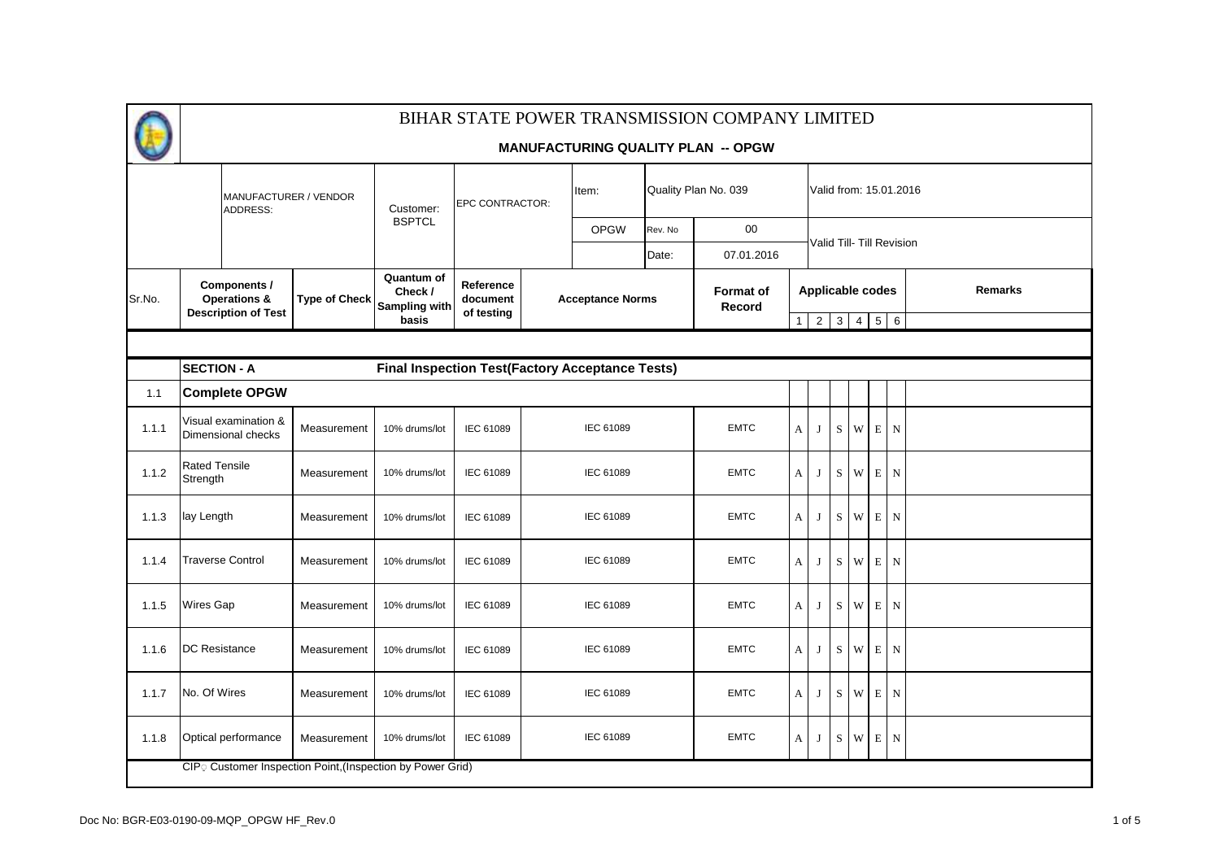# BIHAR STATE POWER TRANSMISSION COMPANY LIMITED

## MANUFACTURING QUALITY PLAN -- OPGW

| MANUFACTURER / VENDOR ADDRESS: | Customer: BSPTCL | EPC CONTRACTOR: | Item: | Quality Plan No. 039 | | Valid from: 15.01.2016 |
|---|---|---|---|---|---|---|
| | | | OPGW | Rev. No | 00 | Valid Till- Till Revision |
| | | | | Date: | 07.01.2016 | |

| Sr.No. | Components / Operations & Description of Test | Type of Check | Quantum of Check / Sampling with basis | Reference document of testing | Acceptance Norms | Format of Record | Applicable codes 1 | 2 | 3 | 4 | 5 | 6 | Remarks |
|---|---|---|---|---|---|---|---|---|---|---|---|---|---|
| | **SECTION - A** | **Final Inspection Test(Factory Acceptance Tests)** | | | | | | | | | | | |
| 1.1 | **Complete OPGW** | | | | | | | | | | | | |
| 1.1.1 | Visual examination & Dimensional checks | Measurement | 10% drums/lot | IEC 61089 | IEC 61089 | EMTC | A | J | S | W | E | N | |
| 1.1.2 | Rated Tensile Strength | Measurement | 10% drums/lot | IEC 61089 | IEC 61089 | EMTC | A | J | S | W | E | N | |
| 1.1.3 | lay Length | Measurement | 10% drums/lot | IEC 61089 | IEC 61089 | EMTC | A | J | S | W | E | N | |
| 1.1.4 | Traverse Control | Measurement | 10% drums/lot | IEC 61089 | IEC 61089 | EMTC | A | J | S | W | E | N | |
| 1.1.5 | Wires Gap | Measurement | 10% drums/lot | IEC 61089 | IEC 61089 | EMTC | A | J | S | W | E | N | |
| 1.1.6 | DC Resistance | Measurement | 10% drums/lot | IEC 61089 | IEC 61089 | EMTC | A | J | S | W | E | N | |
| 1.1.7 | No. Of Wires | Measurement | 10% drums/lot | IEC 61089 | IEC 61089 | EMTC | A | J | S | W | E | N | |
| 1.1.8 | Optical performance | Measurement | 10% drums/lot | IEC 61089 | IEC 61089 | EMTC | A | J | S | W | E | N | |

CIP: Customer Inspection Point,(Inspection by Power Grid)

Doc No: BGR-E03-0190-09-MQP_OPGW HF_Rev.0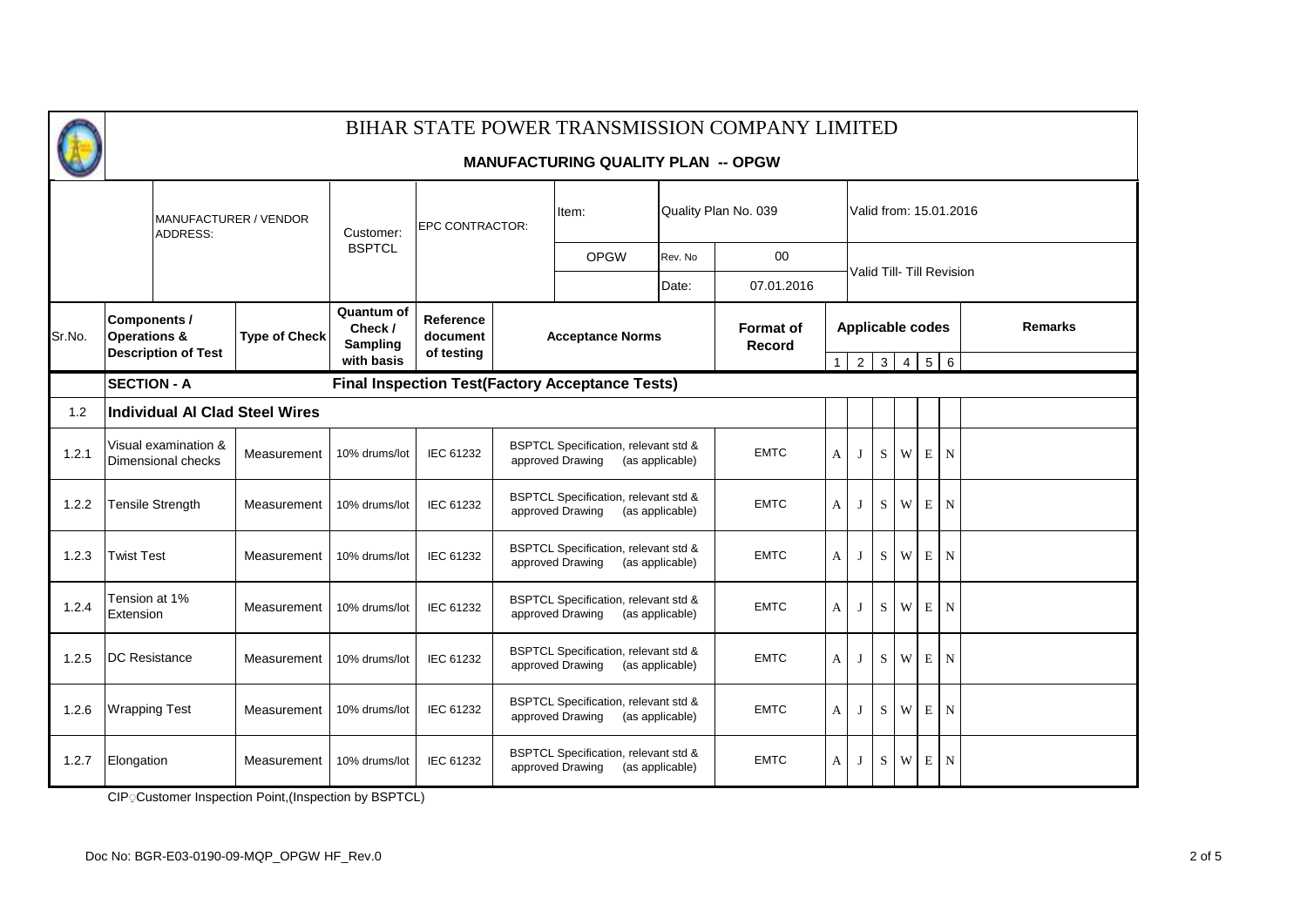# BIHAR STATE POWER TRANSMISSION COMPANY LIMITED

## MANUFACTURING QUALITY PLAN -- OPGW

| MANUFACTURER / VENDOR ADDRESS: | Customer: BSPTCL | EPC CONTRACTOR: | Item: | Quality Plan No. 039 | | Valid from: 15.01.2016 |
|---|---|---|---|---|---|---|
| | | | OPGW | Rev. No | 00 | Valid Till- Till Revision |
| | | | | Date: | 07.01.2016 | |

| Sr.No. | Components / Operations & Description of Test | Type of Check | Quantum of Check / Sampling with basis | Reference document of testing | Acceptance Norms | Format of Record | Applicable codes | | | | | | Remarks |
|---|---|---|---|---|---|---|---|---|---|---|---|---|---|
| | | | | | | | 1 | 2 | 3 | 4 | 5 | 6 | |
| | **SECTION - A** | **Final Inspection Test(Factory Acceptance Tests)** | | | | | | | | | | | |
| 1.2 | **Individual Al Clad Steel Wires** | | | | | | | | | | | | |
| 1.2.1 | Visual examination & Dimensional checks | Measurement | 10% drums/lot | IEC 61232 | BSPTCL Specification, relevant std & approved Drawing (as applicable) | EMTC | A | J | S | W | E | N | |
| 1.2.2 | Tensile Strength | Measurement | 10% drums/lot | IEC 61232 | BSPTCL Specification, relevant std & approved Drawing (as applicable) | EMTC | A | J | S | W | E | N | |
| 1.2.3 | Twist Test | Measurement | 10% drums/lot | IEC 61232 | BSPTCL Specification, relevant std & approved Drawing (as applicable) | EMTC | A | J | S | W | E | N | |
| 1.2.4 | Tension at 1% Extension | Measurement | 10% drums/lot | IEC 61232 | BSPTCL Specification, relevant std & approved Drawing (as applicable) | EMTC | A | J | S | W | E | N | |
| 1.2.5 | DC Resistance | Measurement | 10% drums/lot | IEC 61232 | BSPTCL Specification, relevant std & approved Drawing (as applicable) | EMTC | A | J | S | W | E | N | |
| 1.2.6 | Wrapping Test | Measurement | 10% drums/lot | IEC 61232 | BSPTCL Specification, relevant std & approved Drawing (as applicable) | EMTC | A | J | S | W | E | N | |
| 1.2.7 | Elongation | Measurement | 10% drums/lot | IEC 61232 | BSPTCL Specification, relevant std & approved Drawing (as applicable) | EMTC | A | J | S | W | E | N | |

CIP: Customer Inspection Point,(Inspection by BSPTCL)

Doc No: BGR-E03-0190-09-MQP_OPGW HF_Rev.0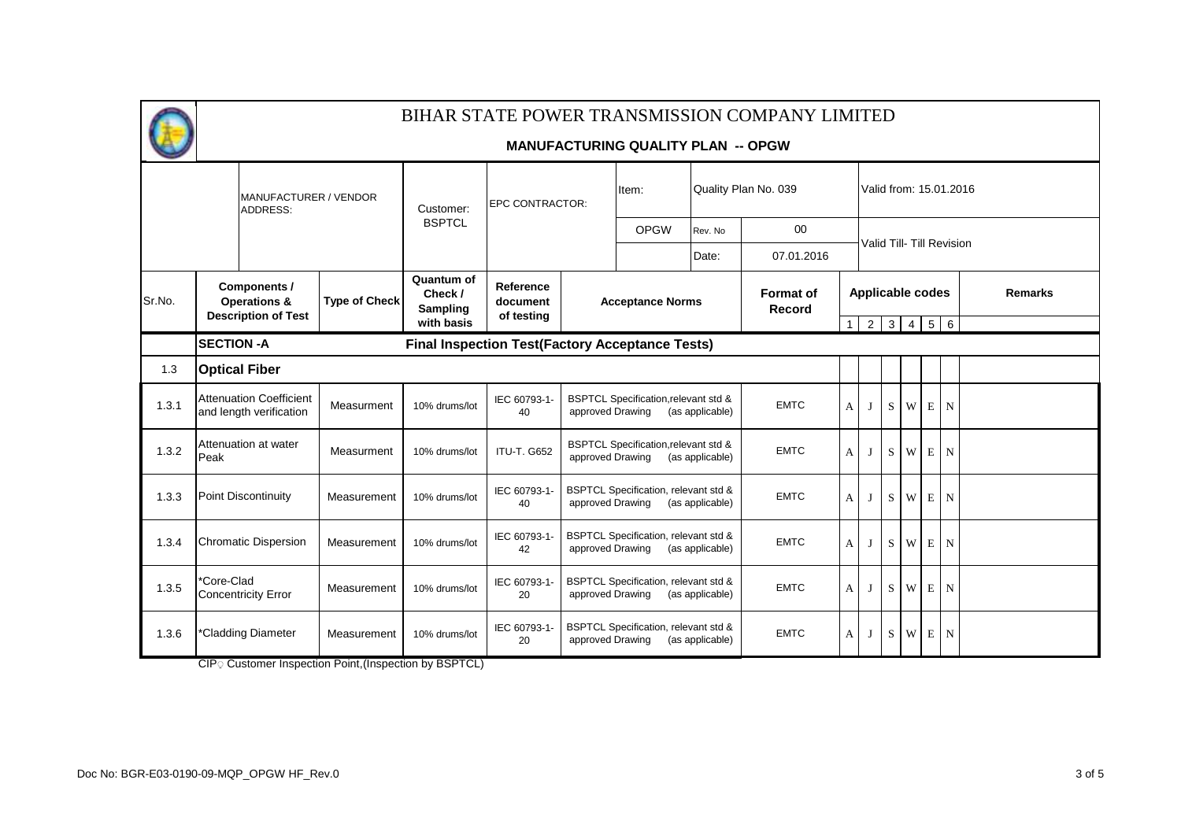# BIHAR STATE POWER TRANSMISSION COMPANY LIMITED

## MANUFACTURING QUALITY PLAN -- OPGW

| MANUFACTURER / VENDOR ADDRESS: | Customer: BSPTCL | EPC CONTRACTOR: | Item: | Quality Plan No. 039 | | Valid from: 15.01.2016 |
|---|---|---|---|---|---|---|
| | | | OPGW | Rev. No | 00 | Valid Till- Till Revision |
| | | | | Date: | 07.01.2016 | |

| Sr.No. | Components / Operations & Description of Test | Type of Check | Quantum of Check / Sampling with basis | Reference document of testing | Acceptance Norms | Format of Record | Applicable codes | | | | | | Remarks |
|---|---|---|---|---|---|---|---|---|---|---|---|---|---|
| | | | | | | | 1 | 2 | 3 | 4 | 5 | 6 | |
| | **SECTION -A** | | **Final Inspection Test(Factory Acceptance Tests)** | | | | | | | | | | |
| 1.3 | **Optical Fiber** | | | | | | | | | | | | |
| 1.3.1 | Attenuation Coefficient and length verification | Measurment | 10% drums/lot | IEC 60793-1-40 | BSPTCL Specification,relevant std & approved Drawing (as applicable) | EMTC | A | J | S | W | E | N | |
| 1.3.2 | Attenuation at water Peak | Measurment | 10% drums/lot | ITU-T. G652 | BSPTCL Specification,relevant std & approved Drawing (as applicable) | EMTC | A | J | S | W | E | N | |
| 1.3.3 | Point Discontinuity | Measurement | 10% drums/lot | IEC 60793-1-40 | BSPTCL Specification, relevant std & approved Drawing (as applicable) | EMTC | A | J | S | W | E | N | |
| 1.3.4 | Chromatic Dispersion | Measurement | 10% drums/lot | IEC 60793-1-42 | BSPTCL Specification, relevant std & approved Drawing (as applicable) | EMTC | A | J | S | W | E | N | |
| 1.3.5 | *Core-Clad Concentricity Error | Measurement | 10% drums/lot | IEC 60793-1-20 | BSPTCL Specification, relevant std & approved Drawing (as applicable) | EMTC | A | J | S | W | E | N | |
| 1.3.6 | *Cladding Diameter | Measurement | 10% drums/lot | IEC 60793-1-20 | BSPTCL Specification, relevant std & approved Drawing (as applicable) | EMTC | A | J | S | W | E | N | |

CIP: Customer Inspection Point,(Inspection by BSPTCL)

Doc No: BGR-E03-0190-09-MQP_OPGW HF_Rev.0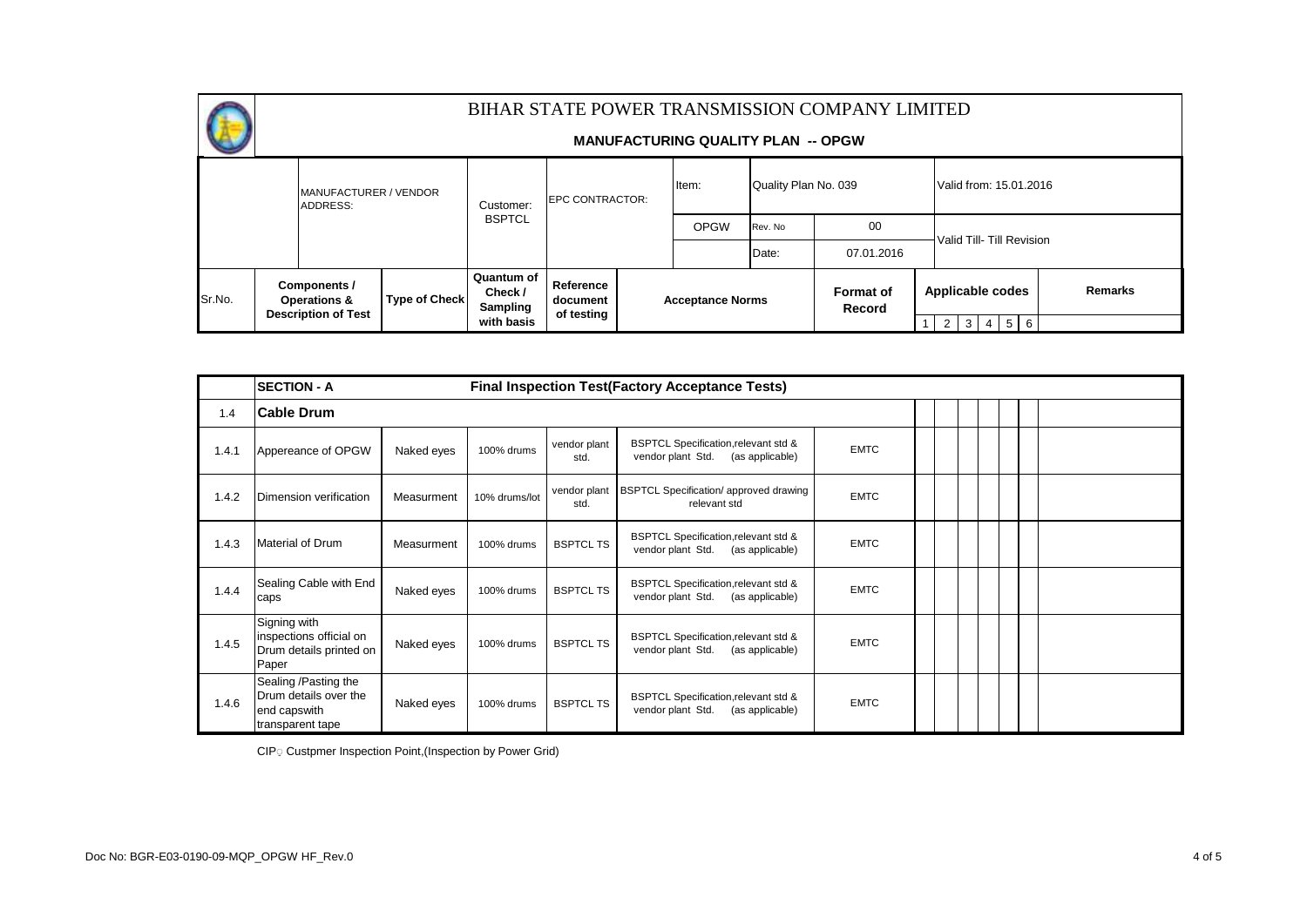# BIHAR STATE POWER TRANSMISSION COMPANY LIMITED

## MANUFACTURING QUALITY PLAN -- OPGW

| MANUFACTURER / VENDOR ADDRESS: | Customer: BSPTCL | EPC CONTRACTOR: | Item: | Quality Plan No. 039 | | Valid from: 15.01.2016 |
|---|---|---|---|---|---|---|
| | | | OPGW | Rev. No | 00 | Valid Till- Till Revision |
| | | | | Date: | 07.01.2016 | |

| Sr.No. | Components / Operations & Description of Test | Type of Check | Quantum of Check / Sampling with basis | Reference document of testing | Acceptance Norms | Format of Record | Applicable codes 1 | 2 | 3 | 4 | 5 | 6 | Remarks |
|---|---|---|---|---|---|---|---|---|---|---|---|---|---|
| | **SECTION - A** | | **Final Inspection Test(Factory Acceptance Tests)** | | | | | | | | | | |
| 1.4 | **Cable Drum** | | | | | | | | | | | | |
| 1.4.1 | Appereance of OPGW | Naked eyes | 100% drums | vendor plant std. | BSPTCL Specification,relevant std & vendor plant Std. (as applicable) | EMTC | | | | | | | |
| 1.4.2 | Dimension verification | Measurment | 10% drums/lot | vendor plant std. | BSPTCL Specification/ approved drawing relevant std | EMTC | | | | | | | |
| 1.4.3 | Material of Drum | Measurment | 100% drums | BSPTCL TS | BSPTCL Specification,relevant std & vendor plant Std. (as applicable) | EMTC | | | | | | | |
| 1.4.4 | Sealing Cable with End caps | Naked eyes | 100% drums | BSPTCL TS | BSPTCL Specification,relevant std & vendor plant Std. (as applicable) | EMTC | | | | | | | |
| 1.4.5 | Signing with inspections official on Drum details printed on Paper | Naked eyes | 100% drums | BSPTCL TS | BSPTCL Specification,relevant std & vendor plant Std. (as applicable) | EMTC | | | | | | | |
| 1.4.6 | Sealing /Pasting the Drum details over the end capswith transparent tape | Naked eyes | 100% drums | BSPTCL TS | BSPTCL Specification,relevant std & vendor plant Std. (as applicable) | EMTC | | | | | | | |

CIP: Custpmer Inspection Point,(Inspection by Power Grid)

Doc No: BGR-E03-0190-09-MQP_OPGW HF_Rev.0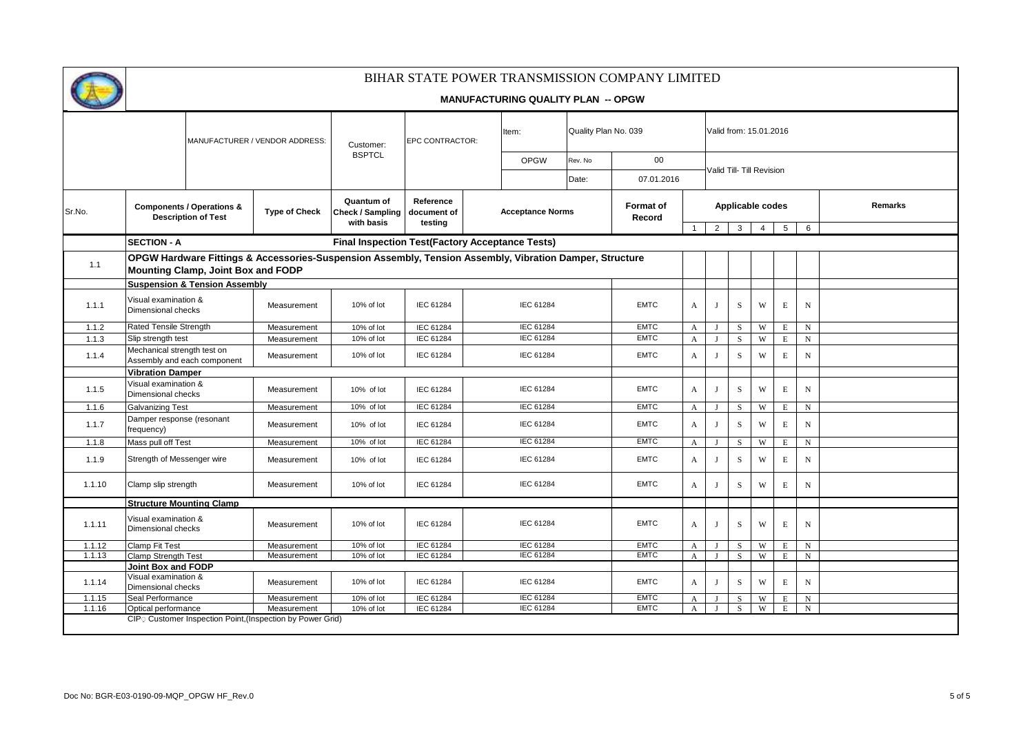# BIHAR STATE POWER TRANSMISSION COMPANY LIMITED

**MANUFACTURING QUALITY PLAN -- OPGW**

| MANUFACTURER / VENDOR ADDRESS: | Customer: BSPTCL | EPC CONTRACTOR: | Item: | Quality Plan No. 039 | | Valid from: 15.01.2016 |
|---|---|---|---|---|---|---|
| | | | OPGW | Rev. No | 00 | Valid Till- Till Revision |
| | | | | Date: | 07.01.2016 | |

| Sr.No. | Components / Operations & Description of Test | Type of Check | Quantum of Check / Sampling with basis | Reference document of testing | Acceptance Norms | Format of Record | Applicable codes | | | | | | Remarks |
|---|---|---|---|---|---|---|---|---|---|---|---|---|---|
| | | | | | | | 1 | 2 | 3 | 4 | 5 | 6 | |
| | **SECTION - A** | | **Final Inspection Test(Factory Acceptance Tests)** | | | | | | | | | | |
| 1.1 | **OPGW Hardware Fittings & Accessories-Suspension Assembly, Tension Assembly, Vibration Damper, Structure Mounting Clamp, Joint Box and FODP** | | | | | | | | | | | | |
| | **Suspension & Tension Assembly** | | | | | | | | | | | | |
| 1.1.1 | Visual examination & Dimensional checks | Measurement | 10% of lot | IEC 61284 | IEC 61284 | EMTC | A | J | S | W | E | N | |
| 1.1.2 | Rated Tensile Strength | Measurement | 10% of lot | IEC 61284 | IEC 61284 | EMTC | A | J | S | W | E | N | |
| 1.1.3 | Slip strength test | Measurement | 10% of lot | IEC 61284 | IEC 61284 | EMTC | A | J | S | W | E | N | |
| 1.1.4 | Mechanical strength test on Assembly and each component | Measurement | 10% of lot | IEC 61284 | IEC 61284 | EMTC | A | J | S | W | E | N | |
| | **Vibration Damper** | | | | | | | | | | | | |
| 1.1.5 | Visual examination & Dimensional checks | Measurement | 10% of lot | IEC 61284 | IEC 61284 | EMTC | A | J | S | W | E | N | |
| 1.1.6 | Galvanizing Test | Measurement | 10% of lot | IEC 61284 | IEC 61284 | EMTC | A | J | S | W | E | N | |
| 1.1.7 | Damper response (resonant frequency) | Measurement | 10% of lot | IEC 61284 | IEC 61284 | EMTC | A | J | S | W | E | N | |
| 1.1.8 | Mass pull off Test | Measurement | 10% of lot | IEC 61284 | IEC 61284 | EMTC | A | J | S | W | E | N | |
| 1.1.9 | Strength of Messenger wire | Measurement | 10% of lot | IEC 61284 | IEC 61284 | EMTC | A | J | S | W | E | N | |
| 1.1.10 | Clamp slip strength | Measurement | 10% of lot | IEC 61284 | IEC 61284 | EMTC | A | J | S | W | E | N | |
| | **Structure Mounting Clamp** | | | | | | | | | | | | |
| 1.1.11 | Visual examination & Dimensional checks | Measurement | 10% of lot | IEC 61284 | IEC 61284 | EMTC | A | J | S | W | E | N | |
| 1.1.12 | Clamp Fit Test | Measurement | 10% of lot | IEC 61284 | IEC 61284 | EMTC | A | J | S | W | E | N | |
| 1.1.13 | Clamp Strength Test | Measurement | 10% of lot | IEC 61284 | IEC 61284 | EMTC | A | J | S | W | E | N | |
| | **Joint Box and FODP** | | | | | | | | | | | | |
| 1.1.14 | Visual examination & Dimensional checks | Measurement | 10% of lot | IEC 61284 | IEC 61284 | EMTC | A | J | S | W | E | N | |
| 1.1.15 | Seal Performance | Measurement | 10% of lot | IEC 61284 | IEC 61284 | EMTC | A | J | S | W | E | N | |
| 1.1.16 | Optical performance | Measurement | 10% of lot | IEC 61284 | IEC 61284 | EMTC | A | J | S | W | E | N | |

CIP : Customer Inspection Point,(Inspection by Power Grid)

Doc No: BGR-E03-0190-09-MQP_OPGW HF_Rev.0